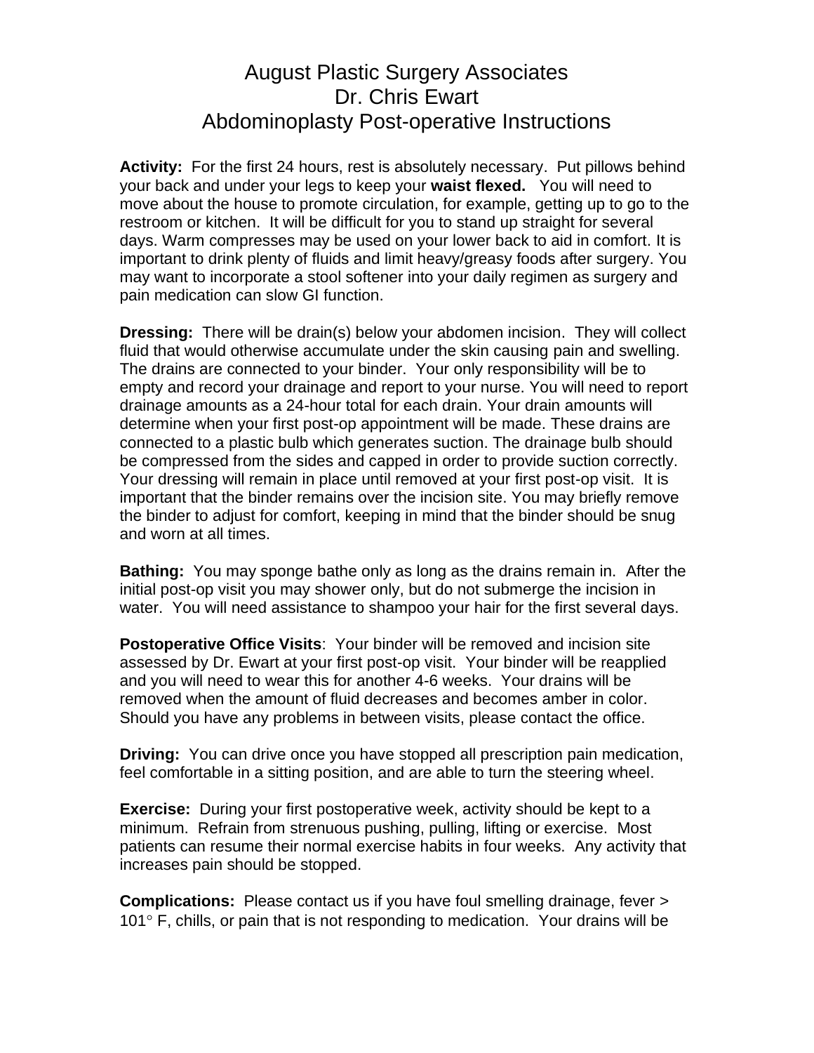# August Plastic Surgery Associates
# Dr. Chris Ewart
# Abdominoplasty Post-operative Instructions

**Activity:** For the first 24 hours, rest is absolutely necessary. Put pillows behind your back and under your legs to keep your **waist flexed.** You will need to move about the house to promote circulation, for example, getting up to go to the restroom or kitchen. It will be difficult for you to stand up straight for several days. Warm compresses may be used on your lower back to aid in comfort. It is important to drink plenty of fluids and limit heavy/greasy foods after surgery. You may want to incorporate a stool softener into your daily regimen as surgery and pain medication can slow GI function.

**Dressing:** There will be drain(s) below your abdomen incision. They will collect fluid that would otherwise accumulate under the skin causing pain and swelling. The drains are connected to your binder. Your only responsibility will be to empty and record your drainage and report to your nurse. You will need to report drainage amounts as a 24-hour total for each drain. Your drain amounts will determine when your first post-op appointment will be made. These drains are connected to a plastic bulb which generates suction. The drainage bulb should be compressed from the sides and capped in order to provide suction correctly. Your dressing will remain in place until removed at your first post-op visit. It is important that the binder remains over the incision site. You may briefly remove the binder to adjust for comfort, keeping in mind that the binder should be snug and worn at all times.

**Bathing:** You may sponge bathe only as long as the drains remain in. After the initial post-op visit you may shower only, but do not submerge the incision in water. You will need assistance to shampoo your hair for the first several days.

**Postoperative Office Visits**: Your binder will be removed and incision site assessed by Dr. Ewart at your first post-op visit. Your binder will be reapplied and you will need to wear this for another 4-6 weeks. Your drains will be removed when the amount of fluid decreases and becomes amber in color. Should you have any problems in between visits, please contact the office.

**Driving:** You can drive once you have stopped all prescription pain medication, feel comfortable in a sitting position, and are able to turn the steering wheel.

**Exercise:** During your first postoperative week, activity should be kept to a minimum. Refrain from strenuous pushing, pulling, lifting or exercise. Most patients can resume their normal exercise habits in four weeks. Any activity that increases pain should be stopped.

**Complications:** Please contact us if you have foul smelling drainage, fever > 101° F, chills, or pain that is not responding to medication. Your drains will be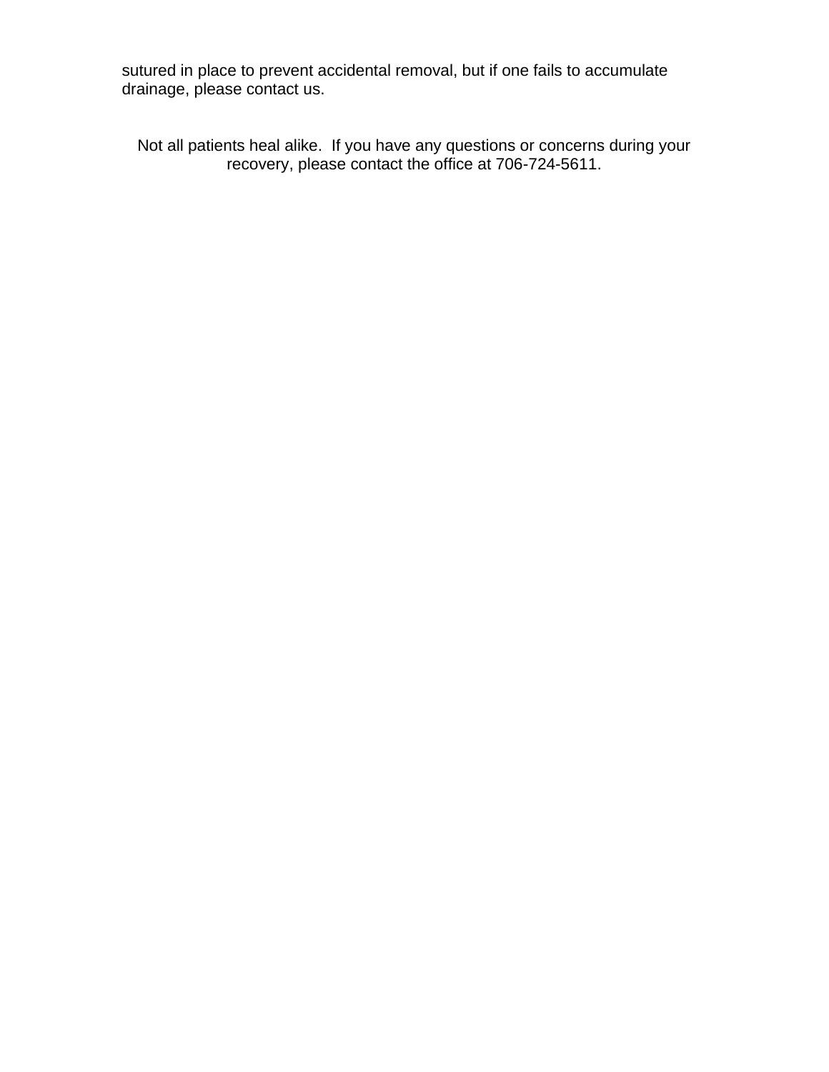sutured in place to prevent accidental removal, but if one fails to accumulate drainage, please contact us.

Not all patients heal alike. If you have any questions or concerns during your recovery, please contact the office at 706-724-5611.